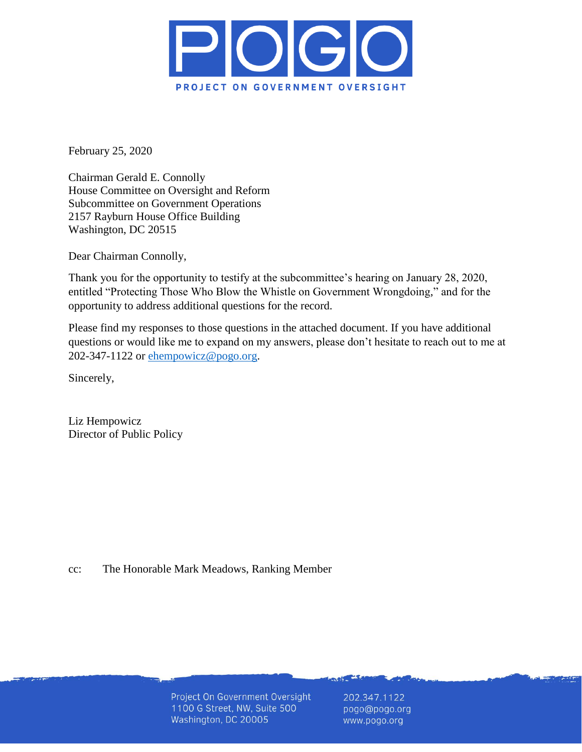# POGO

**PROJECT ON GOVERNMENT OVERSIGHT**

February 25, 2020

Chairman Gerald E. Connolly
House Committee on Oversight and Reform
Subcommittee on Government Operations
2157 Rayburn House Office Building
Washington, DC 20515

Dear Chairman Connolly,

Thank you for the opportunity to testify at the subcommittee's hearing on January 28, 2020, entitled "Protecting Those Who Blow the Whistle on Government Wrongdoing," and for the opportunity to address additional questions for the record.

Please find my responses to those questions in the attached document. If you have additional questions or would like me to expand on my answers, please don't hesitate to reach out to me at 202-347-1122 or ehempowicz@pogo.org.

Sincerely,

Liz Hempowicz
Director of Public Policy

cc: The Honorable Mark Meadows, Ranking Member

Project On Government Oversight
1100 G Street, NW, Suite 500
Washington, DC 20005

202.347.1122
pogo@pogo.org
www.pogo.org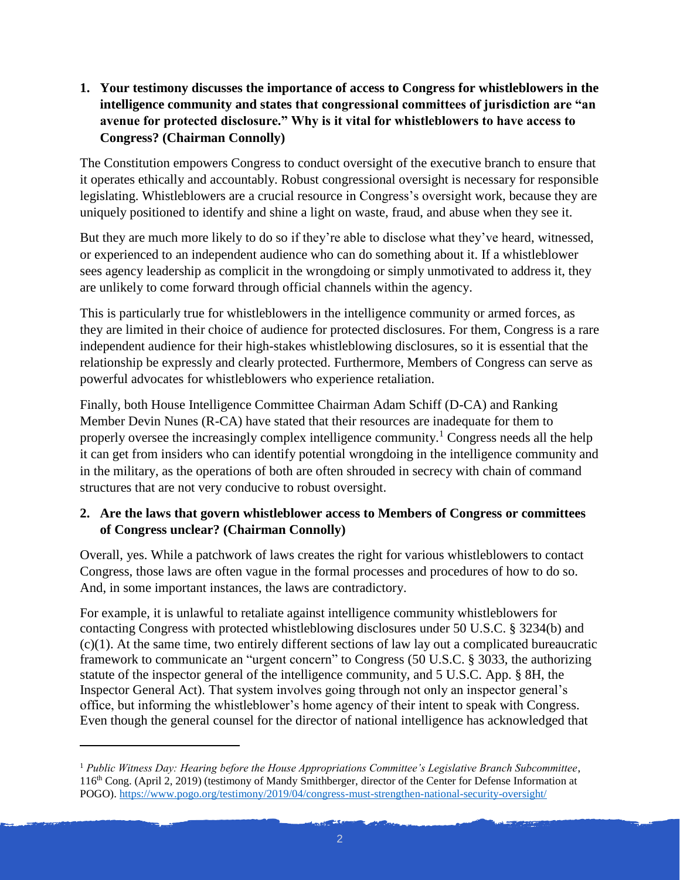**1. Your testimony discusses the importance of access to Congress for whistleblowers in the intelligence community and states that congressional committees of jurisdiction are "an avenue for protected disclosure." Why is it vital for whistleblowers to have access to Congress? (Chairman Connolly)**

The Constitution empowers Congress to conduct oversight of the executive branch to ensure that it operates ethically and accountably. Robust congressional oversight is necessary for responsible legislating. Whistleblowers are a crucial resource in Congress's oversight work, because they are uniquely positioned to identify and shine a light on waste, fraud, and abuse when they see it.

But they are much more likely to do so if they're able to disclose what they've heard, witnessed, or experienced to an independent audience who can do something about it. If a whistleblower sees agency leadership as complicit in the wrongdoing or simply unmotivated to address it, they are unlikely to come forward through official channels within the agency.

This is particularly true for whistleblowers in the intelligence community or armed forces, as they are limited in their choice of audience for protected disclosures. For them, Congress is a rare independent audience for their high-stakes whistleblowing disclosures, so it is essential that the relationship be expressly and clearly protected. Furthermore, Members of Congress can serve as powerful advocates for whistleblowers who experience retaliation.

Finally, both House Intelligence Committee Chairman Adam Schiff (D-CA) and Ranking Member Devin Nunes (R-CA) have stated that their resources are inadequate for them to properly oversee the increasingly complex intelligence community.[1] Congress needs all the help it can get from insiders who can identify potential wrongdoing in the intelligence community and in the military, as the operations of both are often shrouded in secrecy with chain of command structures that are not very conducive to robust oversight.

**2. Are the laws that govern whistleblower access to Members of Congress or committees of Congress unclear? (Chairman Connolly)**

Overall, yes. While a patchwork of laws creates the right for various whistleblowers to contact Congress, those laws are often vague in the formal processes and procedures of how to do so. And, in some important instances, the laws are contradictory.

For example, it is unlawful to retaliate against intelligence community whistleblowers for contacting Congress with protected whistleblowing disclosures under 50 U.S.C. § 3234(b) and (c)(1). At the same time, two entirely different sections of law lay out a complicated bureaucratic framework to communicate an "urgent concern" to Congress (50 U.S.C. § 3033, the authorizing statute of the inspector general of the intelligence community, and 5 U.S.C. App. § 8H, the Inspector General Act). That system involves going through not only an inspector general's office, but informing the whistleblower's home agency of their intent to speak with Congress. Even though the general counsel for the director of national intelligence has acknowledged that

---

[1] *Public Witness Day: Hearing before the House Appropriations Committee's Legislative Branch Subcommittee*, 116th Cong. (April 2, 2019) (testimony of Mandy Smithberger, director of the Center for Defense Information at POGO). https://www.pogo.org/testimony/2019/04/congress-must-strengthen-national-security-oversight/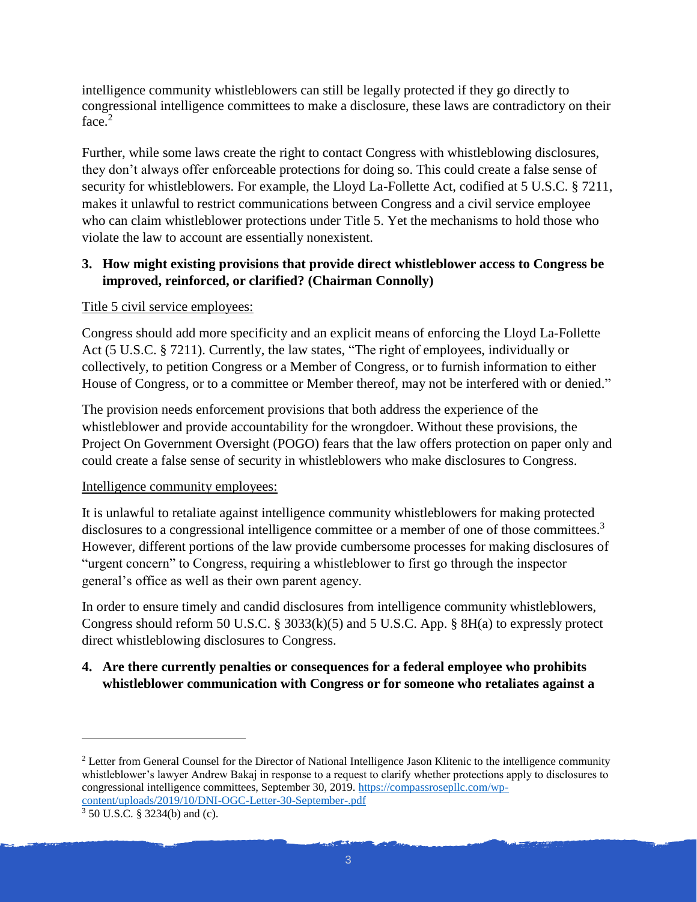intelligence community whistleblowers can still be legally protected if they go directly to congressional intelligence committees to make a disclosure, these laws are contradictory on their face.[2]

Further, while some laws create the right to contact Congress with whistleblowing disclosures, they don't always offer enforceable protections for doing so. This could create a false sense of security for whistleblowers. For example, the Lloyd La-Follette Act, codified at 5 U.S.C. § 7211, makes it unlawful to restrict communications between Congress and a civil service employee who can claim whistleblower protections under Title 5. Yet the mechanisms to hold those who violate the law to account are essentially nonexistent.

**3. How might existing provisions that provide direct whistleblower access to Congress be improved, reinforced, or clarified? (Chairman Connolly)**

<u>Title 5 civil service employees:</u>

Congress should add more specificity and an explicit means of enforcing the Lloyd La-Follette Act (5 U.S.C. § 7211). Currently, the law states, "The right of employees, individually or collectively, to petition Congress or a Member of Congress, or to furnish information to either House of Congress, or to a committee or Member thereof, may not be interfered with or denied."

The provision needs enforcement provisions that both address the experience of the whistleblower and provide accountability for the wrongdoer. Without these provisions, the Project On Government Oversight (POGO) fears that the law offers protection on paper only and could create a false sense of security in whistleblowers who make disclosures to Congress.

<u>Intelligence community employees:</u>

It is unlawful to retaliate against intelligence community whistleblowers for making protected disclosures to a congressional intelligence committee or a member of one of those committees.[3] However, different portions of the law provide cumbersome processes for making disclosures of "urgent concern" to Congress, requiring a whistleblower to first go through the inspector general's office as well as their own parent agency.

In order to ensure timely and candid disclosures from intelligence community whistleblowers, Congress should reform 50 U.S.C. § 3033(k)(5) and 5 U.S.C. App. § 8H(a) to expressly protect direct whistleblowing disclosures to Congress.

**4. Are there currently penalties or consequences for a federal employee who prohibits whistleblower communication with Congress or for someone who retaliates against a**

---

[2] Letter from General Counsel for the Director of National Intelligence Jason Klitenic to the intelligence community whistleblower's lawyer Andrew Bakaj in response to a request to clarify whether protections apply to disclosures to congressional intelligence committees, September 30, 2019. https://compassrosepllc.com/wp-content/uploads/2019/10/DNI-OGC-Letter-30-September-.pdf

[3] 50 U.S.C. § 3234(b) and (c).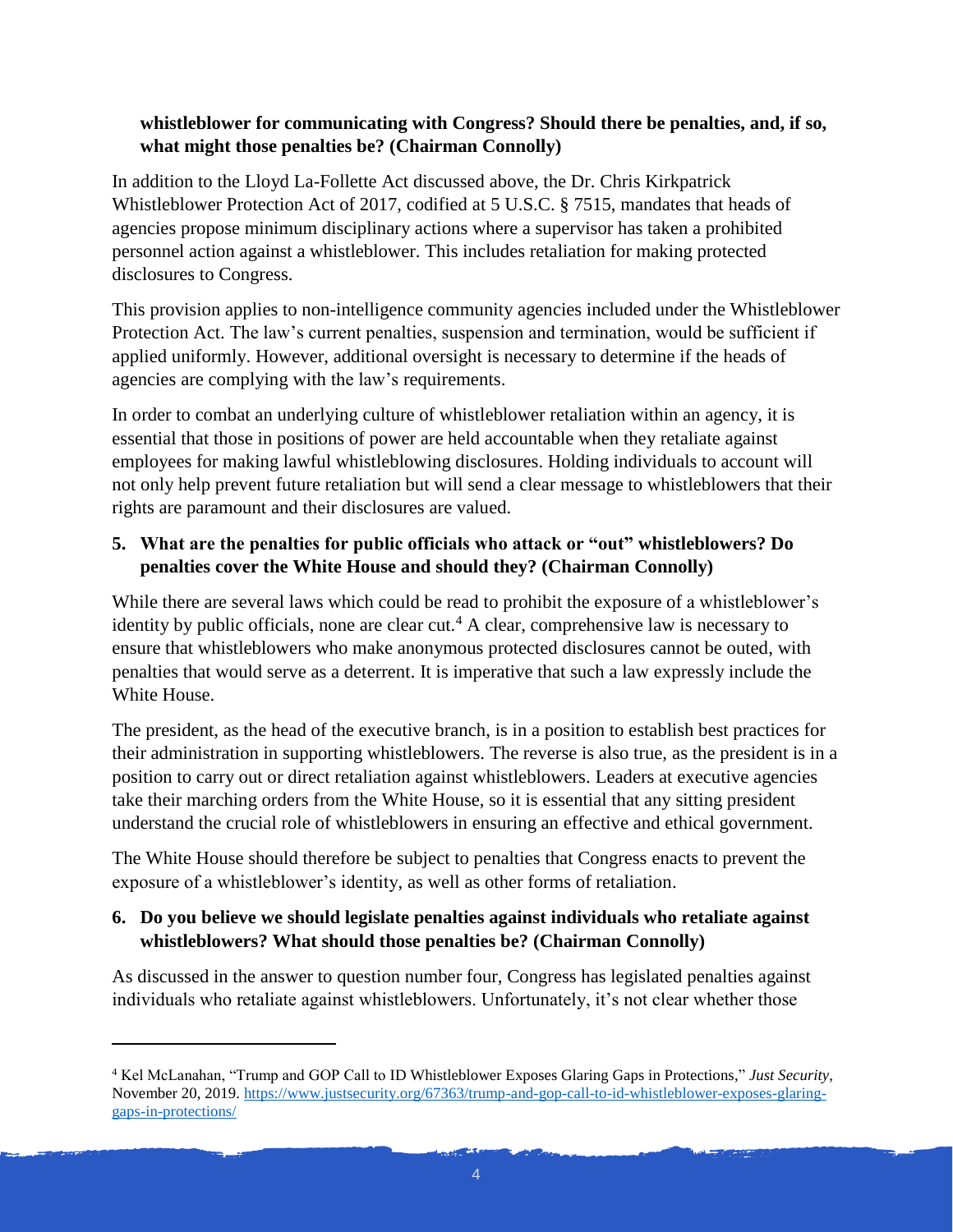**whistleblower for communicating with Congress? Should there be penalties, and, if so, what might those penalties be? (Chairman Connolly)**

In addition to the Lloyd La-Follette Act discussed above, the Dr. Chris Kirkpatrick Whistleblower Protection Act of 2017, codified at 5 U.S.C. § 7515, mandates that heads of agencies propose minimum disciplinary actions where a supervisor has taken a prohibited personnel action against a whistleblower. This includes retaliation for making protected disclosures to Congress.

This provision applies to non-intelligence community agencies included under the Whistleblower Protection Act. The law's current penalties, suspension and termination, would be sufficient if applied uniformly. However, additional oversight is necessary to determine if the heads of agencies are complying with the law's requirements.

In order to combat an underlying culture of whistleblower retaliation within an agency, it is essential that those in positions of power are held accountable when they retaliate against employees for making lawful whistleblowing disclosures. Holding individuals to account will not only help prevent future retaliation but will send a clear message to whistleblowers that their rights are paramount and their disclosures are valued.

5. **What are the penalties for public officials who attack or "out" whistleblowers? Do penalties cover the White House and should they? (Chairman Connolly)**

While there are several laws which could be read to prohibit the exposure of a whistleblower's identity by public officials, none are clear cut.[4] A clear, comprehensive law is necessary to ensure that whistleblowers who make anonymous protected disclosures cannot be outed, with penalties that would serve as a deterrent. It is imperative that such a law expressly include the White House.

The president, as the head of the executive branch, is in a position to establish best practices for their administration in supporting whistleblowers. The reverse is also true, as the president is in a position to carry out or direct retaliation against whistleblowers. Leaders at executive agencies take their marching orders from the White House, so it is essential that any sitting president understand the crucial role of whistleblowers in ensuring an effective and ethical government.

The White House should therefore be subject to penalties that Congress enacts to prevent the exposure of a whistleblower's identity, as well as other forms of retaliation.

6. **Do you believe we should legislate penalties against individuals who retaliate against whistleblowers? What should those penalties be? (Chairman Connolly)**

As discussed in the answer to question number four, Congress has legislated penalties against individuals who retaliate against whistleblowers. Unfortunately, it's not clear whether those

---

[4] Kel McLanahan, "Trump and GOP Call to ID Whistleblower Exposes Glaring Gaps in Protections," *Just Security*, November 20, 2019. https://www.justsecurity.org/67363/trump-and-gop-call-to-id-whistleblower-exposes-glaring-gaps-in-protections/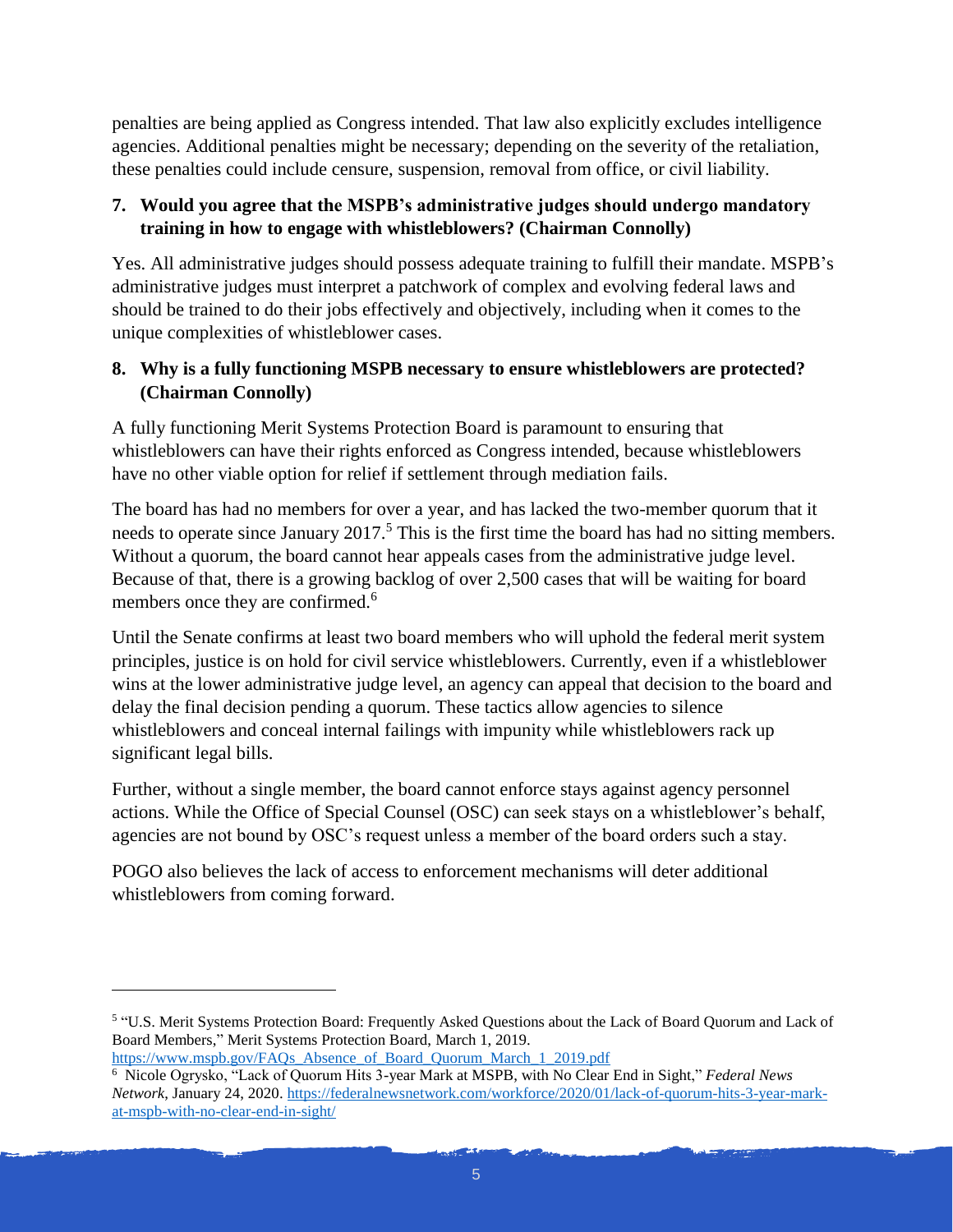penalties are being applied as Congress intended. That law also explicitly excludes intelligence agencies. Additional penalties might be necessary; depending on the severity of the retaliation, these penalties could include censure, suspension, removal from office, or civil liability.

**7. Would you agree that the MSPB's administrative judges should undergo mandatory training in how to engage with whistleblowers? (Chairman Connolly)**

Yes. All administrative judges should possess adequate training to fulfill their mandate. MSPB's administrative judges must interpret a patchwork of complex and evolving federal laws and should be trained to do their jobs effectively and objectively, including when it comes to the unique complexities of whistleblower cases.

**8. Why is a fully functioning MSPB necessary to ensure whistleblowers are protected? (Chairman Connolly)**

A fully functioning Merit Systems Protection Board is paramount to ensuring that whistleblowers can have their rights enforced as Congress intended, because whistleblowers have no other viable option for relief if settlement through mediation fails.

The board has had no members for over a year, and has lacked the two-member quorum that it needs to operate since January 2017.[5] This is the first time the board has had no sitting members. Without a quorum, the board cannot hear appeals cases from the administrative judge level. Because of that, there is a growing backlog of over 2,500 cases that will be waiting for board members once they are confirmed.[6]

Until the Senate confirms at least two board members who will uphold the federal merit system principles, justice is on hold for civil service whistleblowers. Currently, even if a whistleblower wins at the lower administrative judge level, an agency can appeal that decision to the board and delay the final decision pending a quorum. These tactics allow agencies to silence whistleblowers and conceal internal failings with impunity while whistleblowers rack up significant legal bills.

Further, without a single member, the board cannot enforce stays against agency personnel actions. While the Office of Special Counsel (OSC) can seek stays on a whistleblower's behalf, agencies are not bound by OSC's request unless a member of the board orders such a stay.

POGO also believes the lack of access to enforcement mechanisms will deter additional whistleblowers from coming forward.

---

[5] "U.S. Merit Systems Protection Board: Frequently Asked Questions about the Lack of Board Quorum and Lack of Board Members," Merit Systems Protection Board, March 1, 2019. https://www.mspb.gov/FAQs_Absence_of_Board_Quorum_March_1_2019.pdf

[6] Nicole Ogrysko, "Lack of Quorum Hits 3-year Mark at MSPB, with No Clear End in Sight," *Federal News Network*, January 24, 2020. https://federalnewsnetwork.com/workforce/2020/01/lack-of-quorum-hits-3-year-mark-at-mspb-with-no-clear-end-in-sight/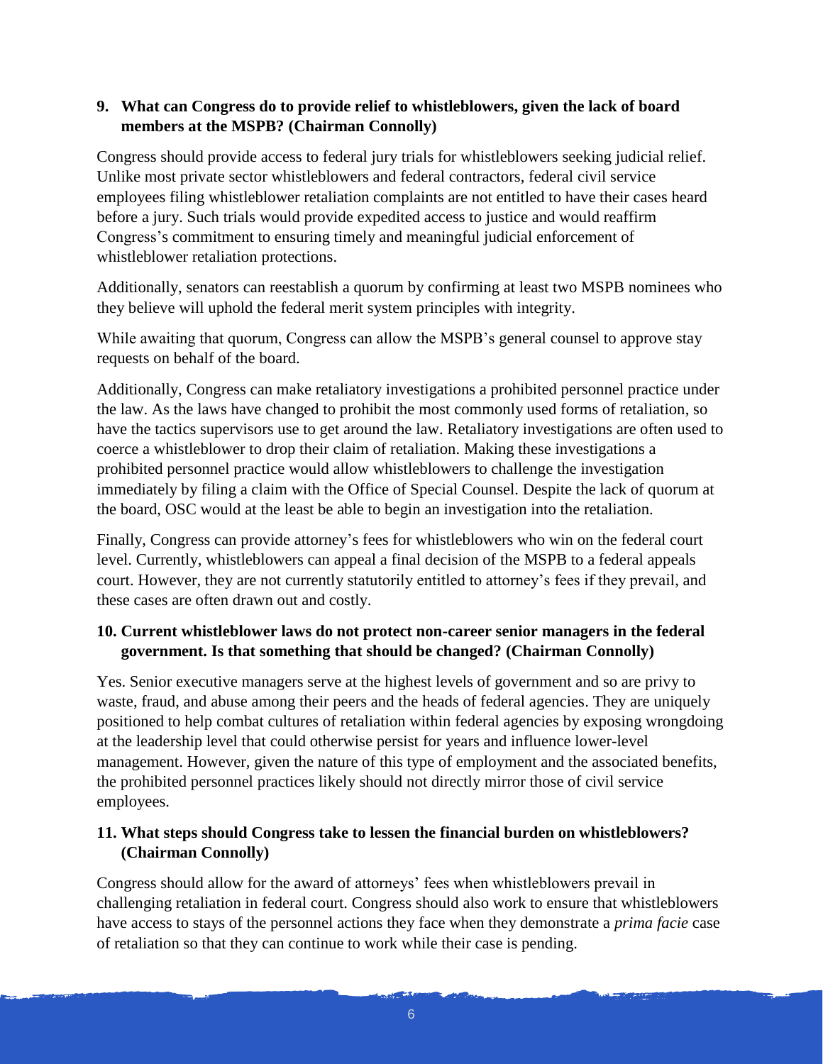**9. What can Congress do to provide relief to whistleblowers, given the lack of board members at the MSPB? (Chairman Connolly)**

Congress should provide access to federal jury trials for whistleblowers seeking judicial relief. Unlike most private sector whistleblowers and federal contractors, federal civil service employees filing whistleblower retaliation complaints are not entitled to have their cases heard before a jury. Such trials would provide expedited access to justice and would reaffirm Congress's commitment to ensuring timely and meaningful judicial enforcement of whistleblower retaliation protections.

Additionally, senators can reestablish a quorum by confirming at least two MSPB nominees who they believe will uphold the federal merit system principles with integrity.

While awaiting that quorum, Congress can allow the MSPB's general counsel to approve stay requests on behalf of the board.

Additionally, Congress can make retaliatory investigations a prohibited personnel practice under the law. As the laws have changed to prohibit the most commonly used forms of retaliation, so have the tactics supervisors use to get around the law. Retaliatory investigations are often used to coerce a whistleblower to drop their claim of retaliation. Making these investigations a prohibited personnel practice would allow whistleblowers to challenge the investigation immediately by filing a claim with the Office of Special Counsel. Despite the lack of quorum at the board, OSC would at the least be able to begin an investigation into the retaliation.

Finally, Congress can provide attorney's fees for whistleblowers who win on the federal court level. Currently, whistleblowers can appeal a final decision of the MSPB to a federal appeals court. However, they are not currently statutorily entitled to attorney's fees if they prevail, and these cases are often drawn out and costly.

**10. Current whistleblower laws do not protect non-career senior managers in the federal government. Is that something that should be changed? (Chairman Connolly)**

Yes. Senior executive managers serve at the highest levels of government and so are privy to waste, fraud, and abuse among their peers and the heads of federal agencies. They are uniquely positioned to help combat cultures of retaliation within federal agencies by exposing wrongdoing at the leadership level that could otherwise persist for years and influence lower-level management. However, given the nature of this type of employment and the associated benefits, the prohibited personnel practices likely should not directly mirror those of civil service employees.

**11. What steps should Congress take to lessen the financial burden on whistleblowers? (Chairman Connolly)**

Congress should allow for the award of attorneys' fees when whistleblowers prevail in challenging retaliation in federal court. Congress should also work to ensure that whistleblowers have access to stays of the personnel actions they face when they demonstrate a *prima facie* case of retaliation so that they can continue to work while their case is pending.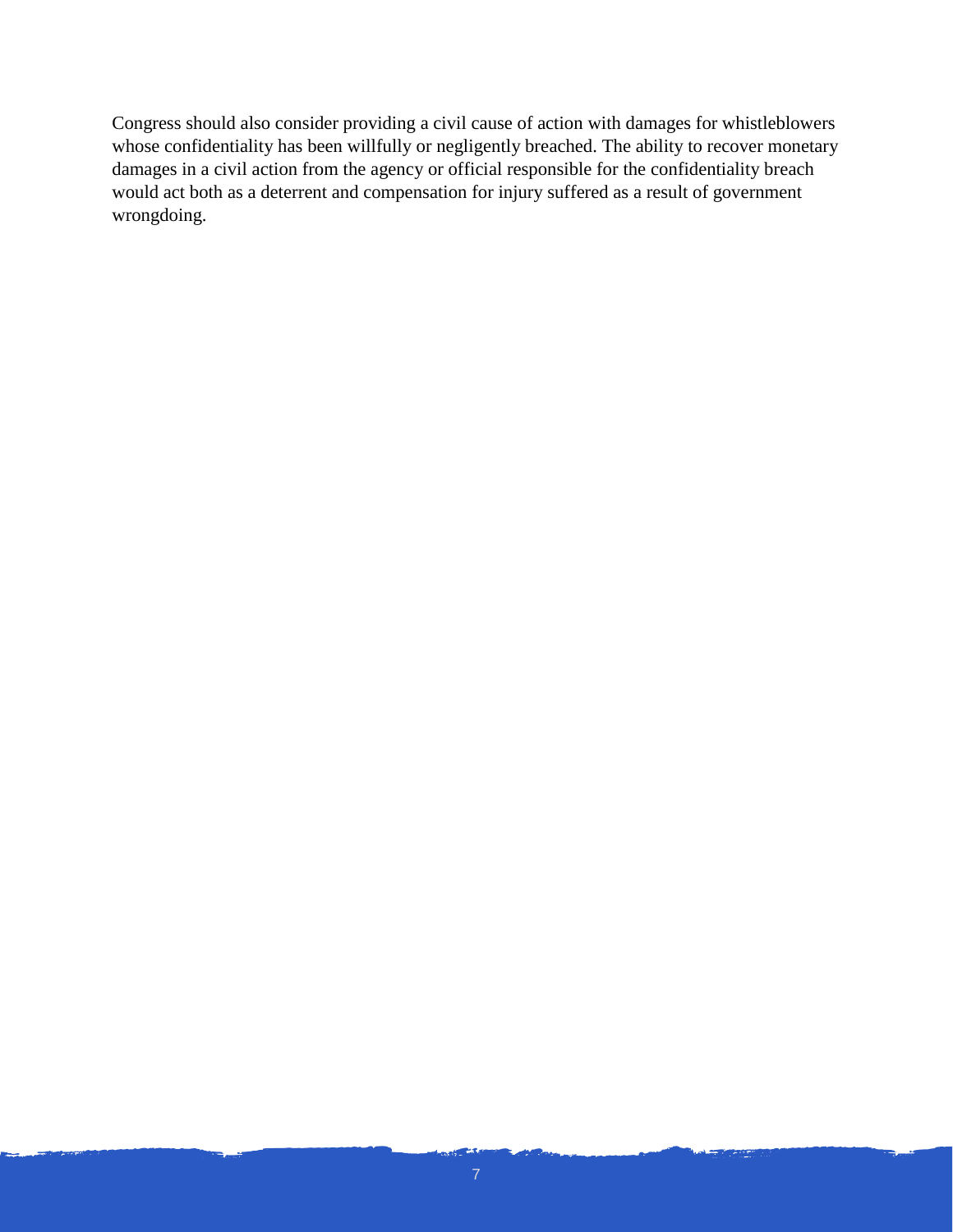Congress should also consider providing a civil cause of action with damages for whistleblowers whose confidentiality has been willfully or negligently breached. The ability to recover monetary damages in a civil action from the agency or official responsible for the confidentiality breach would act both as a deterrent and compensation for injury suffered as a result of government wrongdoing.